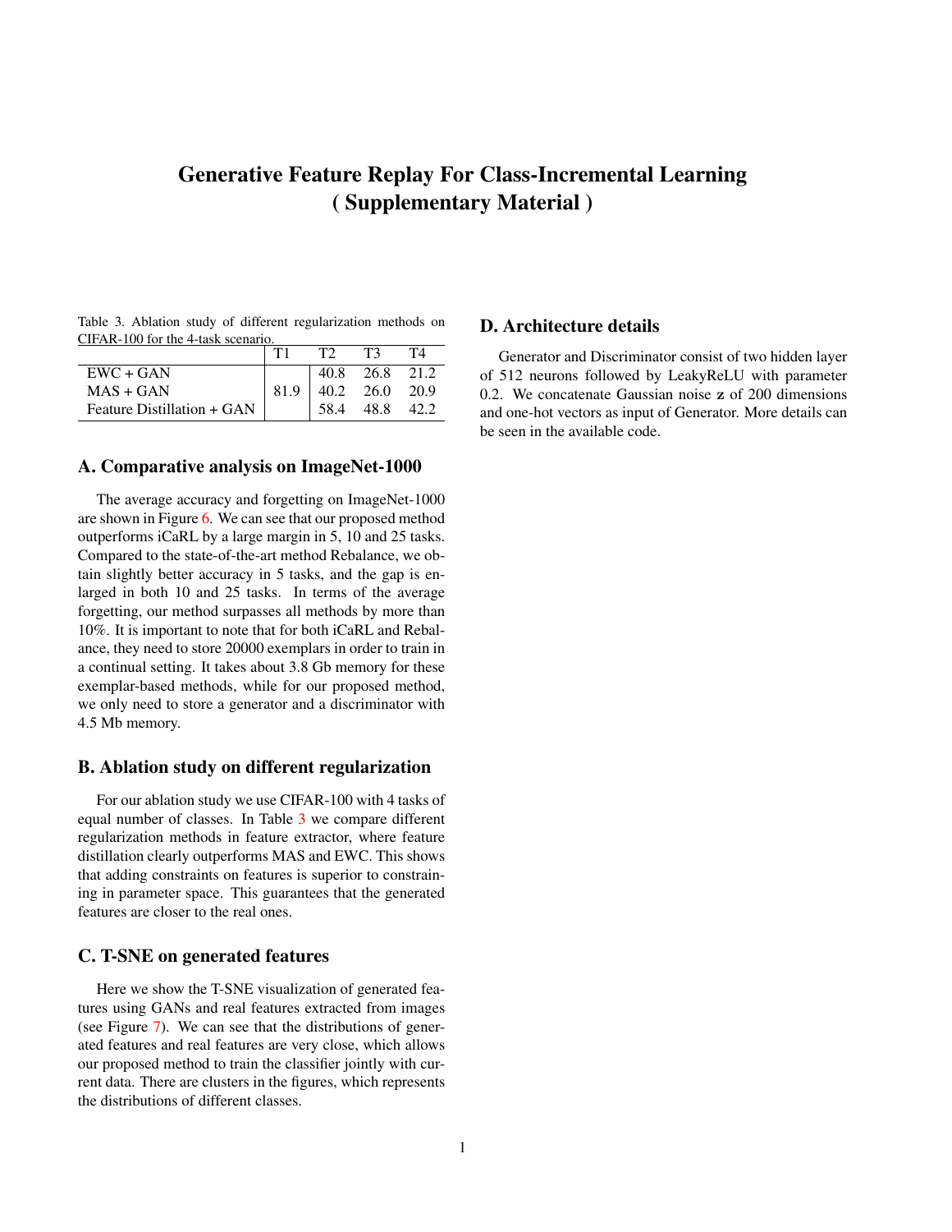# Generative Feature Replay For Class-Incremental Learning
# ( Supplementary Material )

Table 3. Ablation study of different regularization methods on CIFAR-100 for the 4-task scenario.

| | T1 | T2 | T3 | T4 |
|---|---|---|---|---|
| EWC + GAN | | 40.8 | 26.8 | 21.2 |
| MAS + GAN | 81.9 | 40.2 | 26.0 | 20.9 |
| Feature Distillation + GAN | | 58.4 | 48.8 | 42.2 |

## A. Comparative analysis on ImageNet-1000

The average accuracy and forgetting on ImageNet-1000 are shown in Figure 6. We can see that our proposed method outperforms iCaRL by a large margin in 5, 10 and 25 tasks. Compared to the state-of-the-art method Rebalance, we obtain slightly better accuracy in 5 tasks, and the gap is enlarged in both 10 and 25 tasks. In terms of the average forgetting, our method surpasses all methods by more than 10%. It is important to note that for both iCaRL and Rebalance, they need to store 20000 exemplars in order to train in a continual setting. It takes about 3.8 Gb memory for these exemplar-based methods, while for our proposed method, we only need to store a generator and a discriminator with 4.5 Mb memory.

## B. Ablation study on different regularization

For our ablation study we use CIFAR-100 with 4 tasks of equal number of classes. In Table 3 we compare different regularization methods in feature extractor, where feature distillation clearly outperforms MAS and EWC. This shows that adding constraints on features is superior to constraining in parameter space. This guarantees that the generated features are closer to the real ones.

## C. T-SNE on generated features

Here we show the T-SNE visualization of generated features using GANs and real features extracted from images (see Figure 7). We can see that the distributions of generated features and real features are very close, which allows our proposed method to train the classifier jointly with current data. There are clusters in the figures, which represents the distributions of different classes.

## D. Architecture details

Generator and Discriminator consist of two hidden layer of 512 neurons followed by LeakyReLU with parameter 0.2. We concatenate Gaussian noise $\mathbf{z}$ of 200 dimensions and one-hot vectors as input of Generator. More details can be seen in the available code.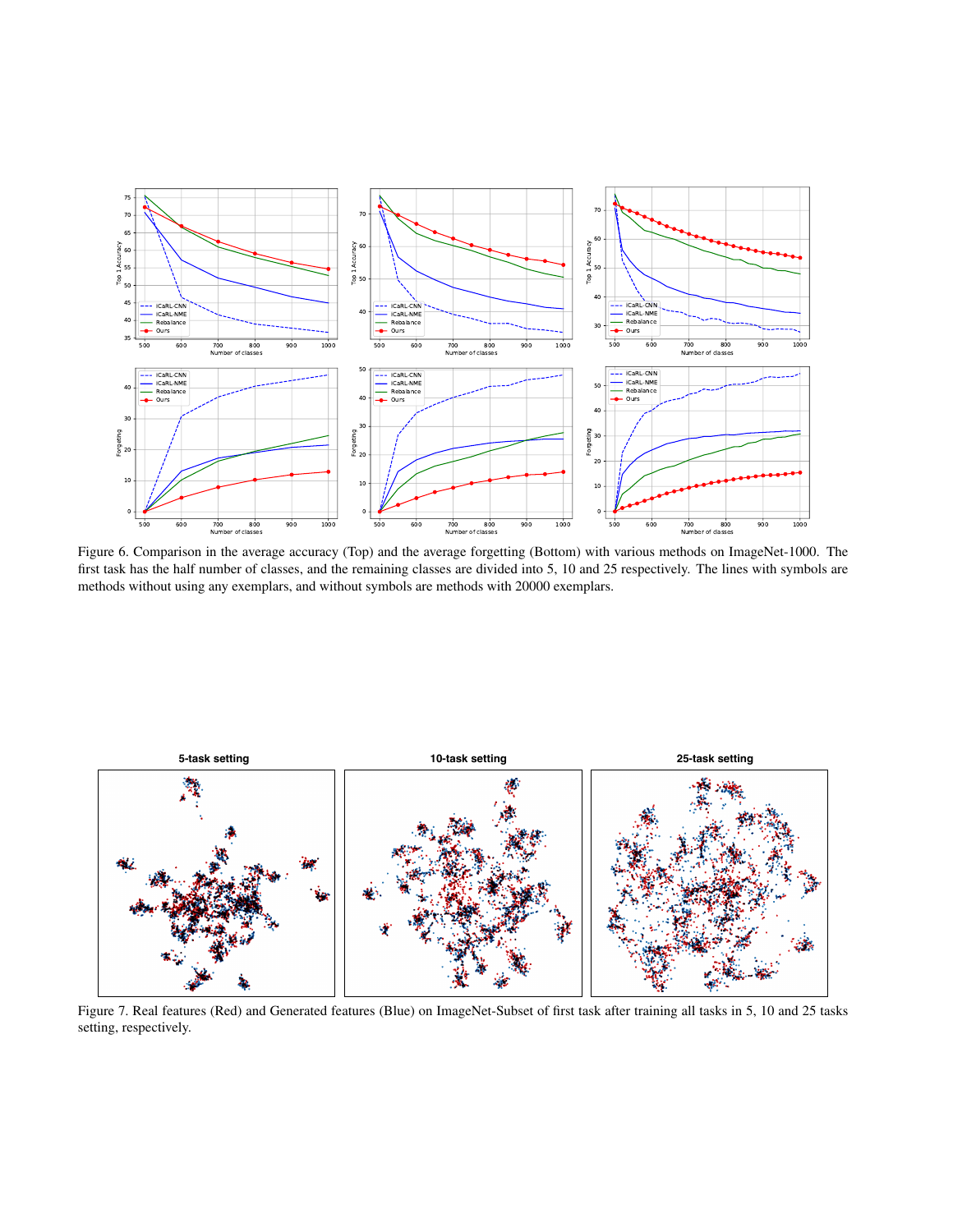Top 1 Accuracy

Number of classes

iCaRL-CNN
iCaRL-NME
Rebalance
Ours

Forgetting

Number of classes

Figure 6. Comparison in the average accuracy (Top) and the average forgetting (Bottom) with various methods on ImageNet-1000. The first task has the half number of classes, and the remaining classes are divided into 5, 10 and 25 respectively. The lines with symbols are methods without using any exemplars, and without symbols are methods with 20000 exemplars.

**5-task setting** **10-task setting** **25-task setting**

Figure 7. Real features (Red) and Generated features (Blue) on ImageNet-Subset of first task after training all tasks in 5, 10 and 25 tasks setting, respectively.